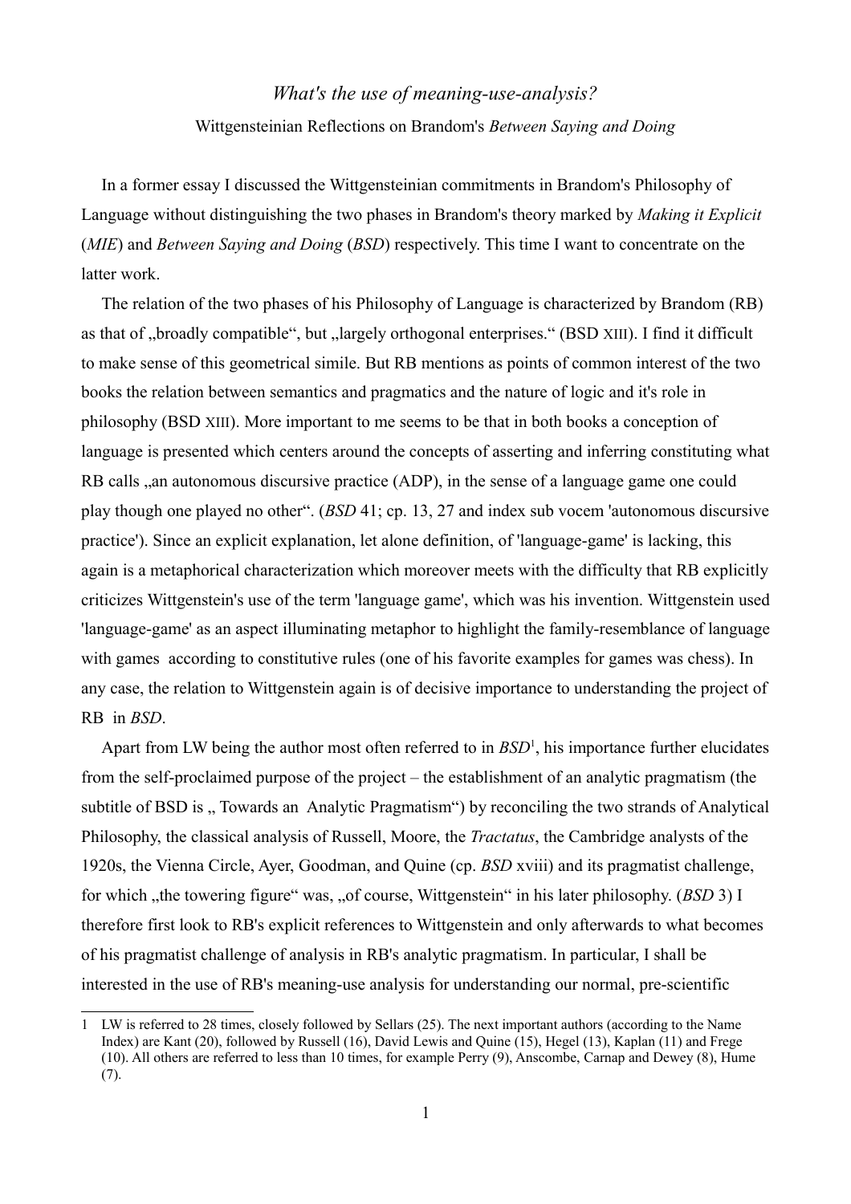# *What's the use of meaning-use-analysis?*

Wittgensteinian Reflections on Brandom's *Between Saying and Doing*

In a former essay I discussed the Wittgensteinian commitments in Brandom's Philosophy of Language without distinguishing the two phases in Brandom's theory marked by *Making it Explicit* (*MIE*) and *Between Saying and Doing* (*BSD*) respectively. This time I want to concentrate on the latter work.

The relation of the two phases of his Philosophy of Language is characterized by Brandom (RB) as that of „broadly compatible", but „largely orthogonal enterprises." (BSD XIII). I find it difficult to make sense of this geometrical simile. But RB mentions as points of common interest of the two books the relation between semantics and pragmatics and the nature of logic and it's role in philosophy (BSD XIII). More important to me seems to be that in both books a conception of language is presented which centers around the concepts of asserting and inferring constituting what RB calls „an autonomous discursive practice (ADP), in the sense of a language game one could play though one played no other". (*BSD* 41; cp. 13, 27 and index sub vocem 'autonomous discursive practice'). Since an explicit explanation, let alone definition, of 'language-game' is lacking, this again is a metaphorical characterization which moreover meets with the difficulty that RB explicitly criticizes Wittgenstein's use of the term 'language game', which was his invention. Wittgenstein used 'language-game' as an aspect illuminating metaphor to highlight the family-resemblance of language with games according to constitutive rules (one of his favorite examples for games was chess). In any case, the relation to Wittgenstein again is of decisive importance to understanding the project of RB in *BSD*.

Apart from LW being the author most often referred to in *BSD*[1], his importance further elucidates from the self-proclaimed purpose of the project – the establishment of an analytic pragmatism (the subtitle of BSD is „ Towards an Analytic Pragmatism") by reconciling the two strands of Analytical Philosophy, the classical analysis of Russell, Moore, the *Tractatus*, the Cambridge analysts of the 1920s, the Vienna Circle, Ayer, Goodman, and Quine (cp. *BSD* xviii) and its pragmatist challenge, for which „the towering figure" was, „of course, Wittgenstein" in his later philosophy. (*BSD* 3) I therefore first look to RB's explicit references to Wittgenstein and only afterwards to what becomes of his pragmatist challenge of analysis in RB's analytic pragmatism. In particular, I shall be interested in the use of RB's meaning-use analysis for understanding our normal, pre-scientific

---

1 LW is referred to 28 times, closely followed by Sellars (25). The next important authors (according to the Name Index) are Kant (20), followed by Russell (16), David Lewis and Quine (15), Hegel (13), Kaplan (11) and Frege (10). All others are referred to less than 10 times, for example Perry (9), Anscombe, Carnap and Dewey (8), Hume (7).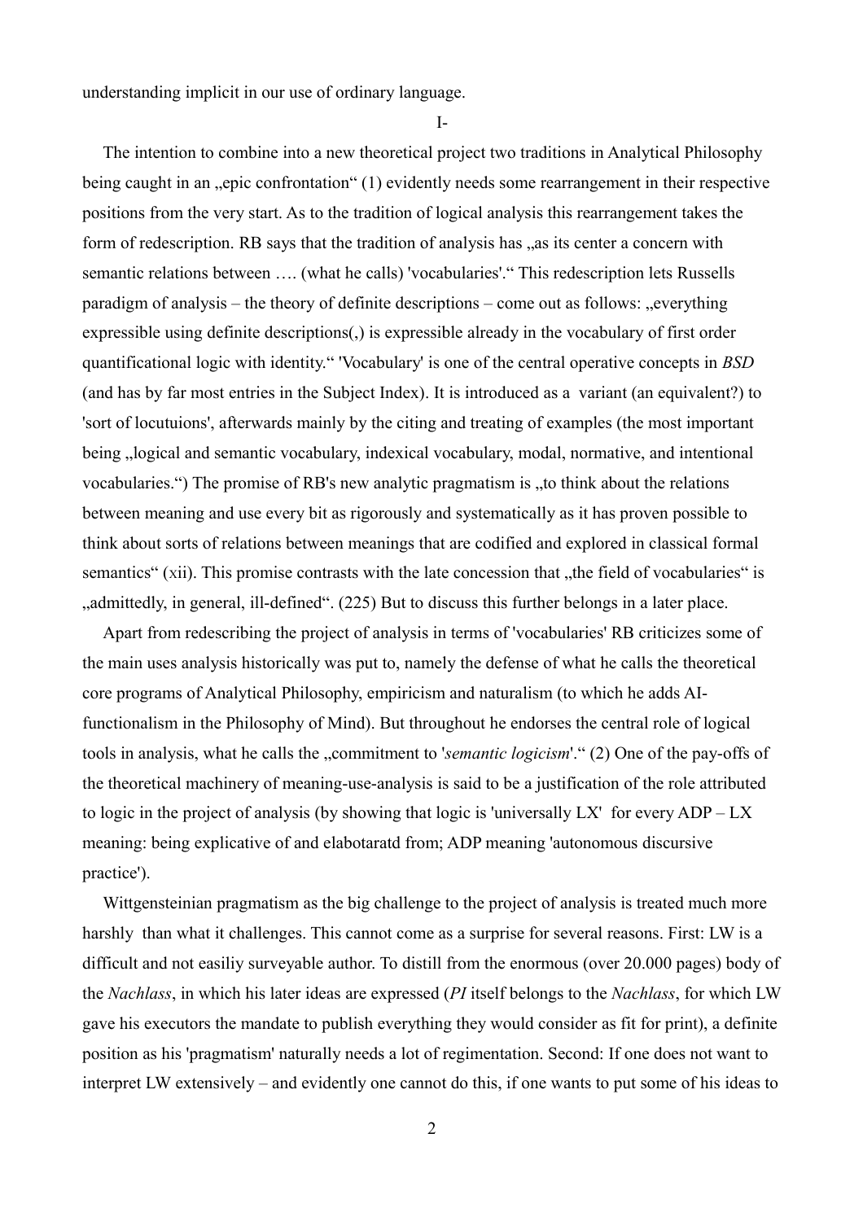understanding implicit in our use of ordinary language.

I-

The intention to combine into a new theoretical project two traditions in Analytical Philosophy being caught in an „epic confrontation" (1) evidently needs some rearrangement in their respective positions from the very start. As to the tradition of logical analysis this rearrangement takes the form of redescription. RB says that the tradition of analysis has „as its center a concern with semantic relations between …. (what he calls) 'vocabularies'." This redescription lets Russells paradigm of analysis – the theory of definite descriptions – come out as follows: „everything expressible using definite descriptions(,) is expressible already in the vocabulary of first order quantificational logic with identity." 'Vocabulary' is one of the central operative concepts in *BSD* (and has by far most entries in the Subject Index). It is introduced as a variant (an equivalent?) to 'sort of locutuions', afterwards mainly by the citing and treating of examples (the most important being „logical and semantic vocabulary, indexical vocabulary, modal, normative, and intentional vocabularies.") The promise of RB's new analytic pragmatism is „to think about the relations between meaning and use every bit as rigorously and systematically as it has proven possible to think about sorts of relations between meanings that are codified and explored in classical formal semantics" (xii). This promise contrasts with the late concession that „the field of vocabularies" is „admittedly, in general, ill-defined". (225) But to discuss this further belongs in a later place.

Apart from redescribing the project of analysis in terms of 'vocabularies' RB criticizes some of the main uses analysis historically was put to, namely the defense of what he calls the theoretical core programs of Analytical Philosophy, empiricism and naturalism (to which he adds AI-functionalism in the Philosophy of Mind). But throughout he endorses the central role of logical tools in analysis, what he calls the „commitment to '*semantic logicism*'." (2) One of the pay-offs of the theoretical machinery of meaning-use-analysis is said to be a justification of the role attributed to logic in the project of analysis (by showing that logic is 'universally LX' for every ADP – LX meaning: being explicative of and elabotaratd from; ADP meaning 'autonomous discursive practice').

Wittgensteinian pragmatism as the big challenge to the project of analysis is treated much more harshly than what it challenges. This cannot come as a surprise for several reasons. First: LW is a difficult and not easiliy surveyable author. To distill from the enormous (over 20.000 pages) body of the *Nachlass*, in which his later ideas are expressed (*PI* itself belongs to the *Nachlass*, for which LW gave his executors the mandate to publish everything they would consider as fit for print), a definite position as his 'pragmatism' naturally needs a lot of regimentation. Second: If one does not want to interpret LW extensively – and evidently one cannot do this, if one wants to put some of his ideas to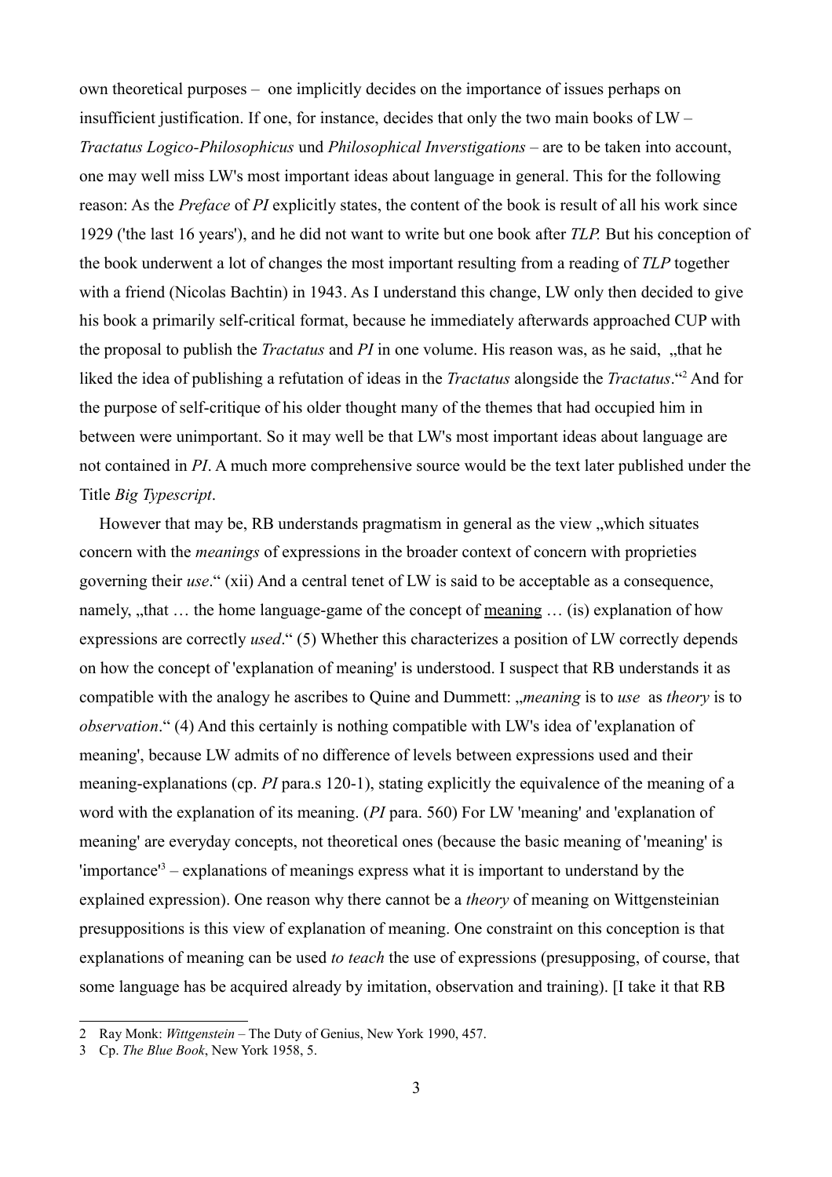own theoretical purposes – one implicitly decides on the importance of issues perhaps on insufficient justification. If one, for instance, decides that only the two main books of LW – *Tractatus Logico-Philosophicus* und *Philosophical Inverstigations* – are to be taken into account, one may well miss LW's most important ideas about language in general. This for the following reason: As the *Preface* of *PI* explicitly states, the content of the book is result of all his work since 1929 ('the last 16 years'), and he did not want to write but one book after *TLP.* But his conception of the book underwent a lot of changes the most important resulting from a reading of *TLP* together with a friend (Nicolas Bachtin) in 1943. As I understand this change, LW only then decided to give his book a primarily self-critical format, because he immediately afterwards approached CUP with the proposal to publish the *Tractatus* and *PI* in one volume. His reason was, as he said, „that he liked the idea of publishing a refutation of ideas in the *Tractatus* alongside the *Tractatus*."[2] And for the purpose of self-critique of his older thought many of the themes that had occupied him in between were unimportant. So it may well be that LW's most important ideas about language are not contained in *PI*. A much more comprehensive source would be the text later published under the Title *Big Typescript*.

However that may be, RB understands pragmatism in general as the view „which situates concern with the *meanings* of expressions in the broader context of concern with proprieties governing their *use*." (xii) And a central tenet of LW is said to be acceptable as a consequence, namely, „that … the home language-game of the concept of <u>meaning</u> … (is) explanation of how expressions are correctly *used*." (5) Whether this characterizes a position of LW correctly depends on how the concept of 'explanation of meaning' is understood. I suspect that RB understands it as compatible with the analogy he ascribes to Quine and Dummett: „*meaning* is to *use* as *theory* is to *observation*." (4) And this certainly is nothing compatible with LW's idea of 'explanation of meaning', because LW admits of no difference of levels between expressions used and their meaning-explanations (cp. *PI* para.s 120-1), stating explicitly the equivalence of the meaning of a word with the explanation of its meaning. (*PI* para. 560) For LW 'meaning' and 'explanation of meaning' are everyday concepts, not theoretical ones (because the basic meaning of 'meaning' is 'importance'[3] – explanations of meanings express what it is important to understand by the explained expression). One reason why there cannot be a *theory* of meaning on Wittgensteinian presuppositions is this view of explanation of meaning. One constraint on this conception is that explanations of meaning can be used *to teach* the use of expressions (presupposing, of course, that some language has be acquired already by imitation, observation and training). [I take it that RB

---

2 Ray Monk: *Wittgenstein* – The Duty of Genius, New York 1990, 457.

3 Cp. *The Blue Book*, New York 1958, 5.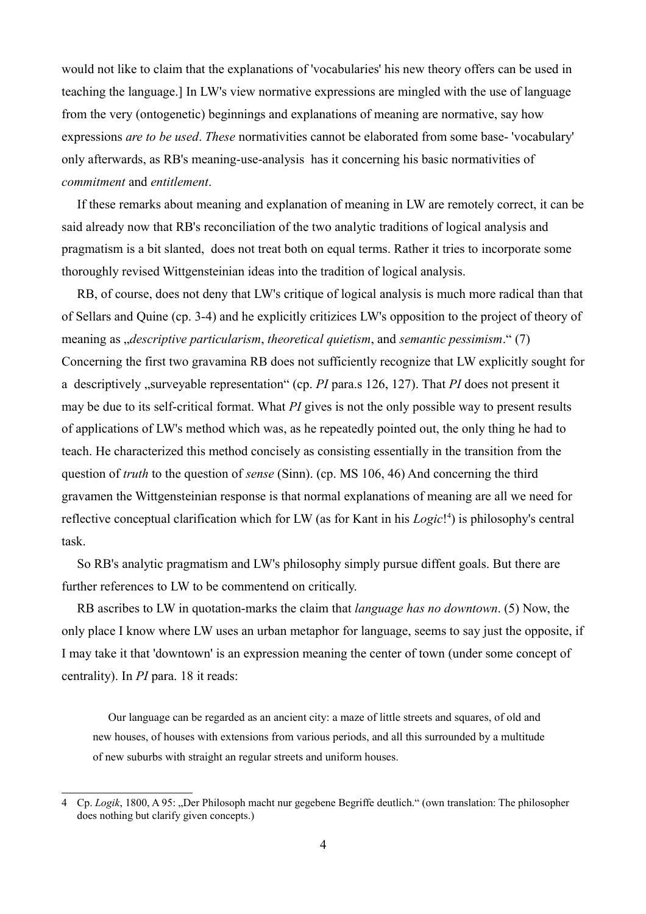would not like to claim that the explanations of 'vocabularies' his new theory offers can be used in teaching the language.] In LW's view normative expressions are mingled with the use of language from the very (ontogenetic) beginnings and explanations of meaning are normative, say how expressions *are to be used*. *These* normativities cannot be elaborated from some base- 'vocabulary' only afterwards, as RB's meaning-use-analysis has it concerning his basic normativities of *commitment* and *entitlement*.

If these remarks about meaning and explanation of meaning in LW are remotely correct, it can be said already now that RB's reconciliation of the two analytic traditions of logical analysis and pragmatism is a bit slanted, does not treat both on equal terms. Rather it tries to incorporate some thoroughly revised Wittgensteinian ideas into the tradition of logical analysis.

RB, of course, does not deny that LW's critique of logical analysis is much more radical than that of Sellars and Quine (cp. 3-4) and he explicitly critizices LW's opposition to the project of theory of meaning as „*descriptive particularism*, *theoretical quietism*, and *semantic pessimism*." (7) Concerning the first two gravamina RB does not sufficiently recognize that LW explicitly sought for a descriptively „surveyable representation" (cp. *PI* para.s 126, 127). That *PI* does not present it may be due to its self-critical format. What *PI* gives is not the only possible way to present results of applications of LW's method which was, as he repeatedly pointed out, the only thing he had to teach. He characterized this method concisely as consisting essentially in the transition from the question of *truth* to the question of *sense* (Sinn). (cp. MS 106, 46) And concerning the third gravamen the Wittgensteinian response is that normal explanations of meaning are all we need for reflective conceptual clarification which for LW (as for Kant in his *Logic*![4]) is philosophy's central task.

So RB's analytic pragmatism and LW's philosophy simply pursue diffent goals. But there are further references to LW to be commentend on critically.

RB ascribes to LW in quotation-marks the claim that *language has no downtown*. (5) Now, the only place I know where LW uses an urban metaphor for language, seems to say just the opposite, if I may take it that 'downtown' is an expression meaning the center of town (under some concept of centrality). In *PI* para. 18 it reads:

> Our language can be regarded as an ancient city: a maze of little streets and squares, of old and new houses, of houses with extensions from various periods, and all this surrounded by a multitude of new suburbs with straight an regular streets and uniform houses.

---

4 Cp. *Logik*, 1800, A 95: „Der Philosoph macht nur gegebene Begriffe deutlich." (own translation: The philosopher does nothing but clarify given concepts.)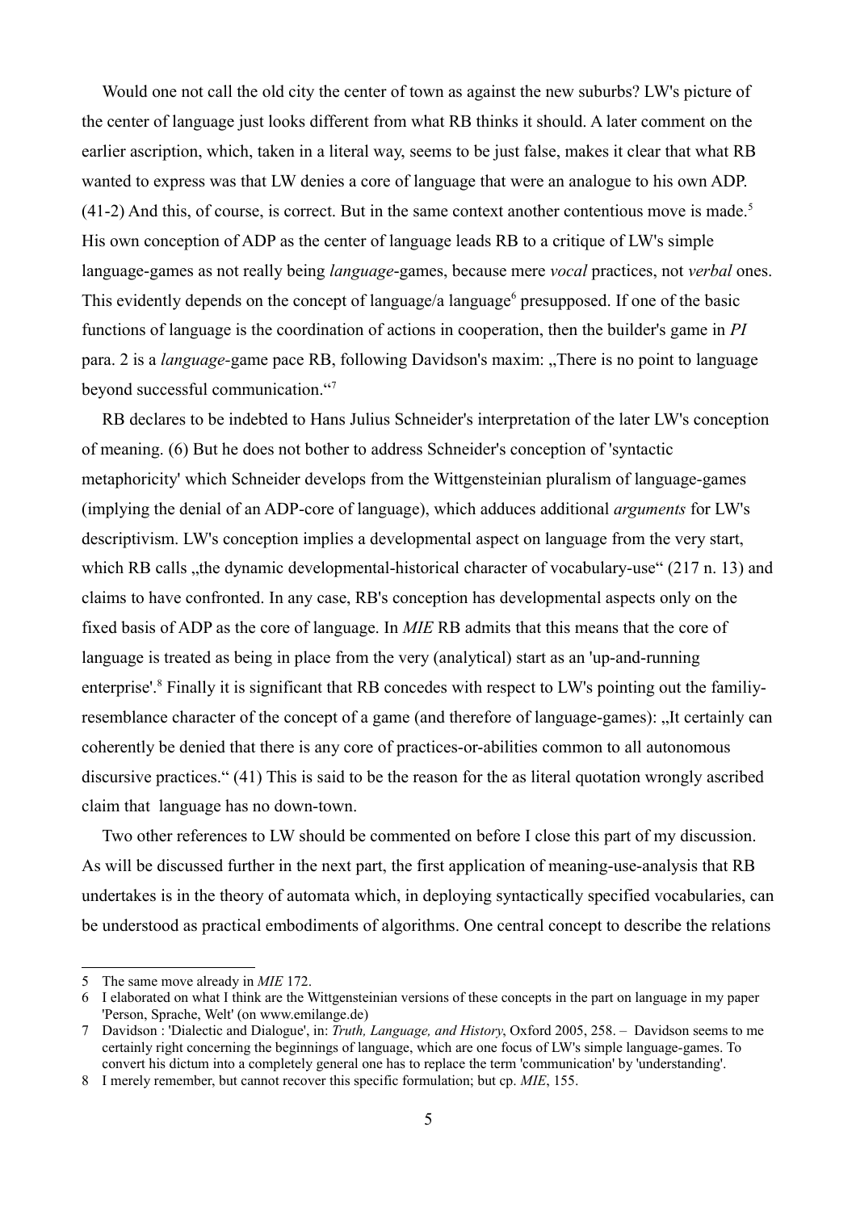Would one not call the old city the center of town as against the new suburbs? LW's picture of the center of language just looks different from what RB thinks it should. A later comment on the earlier ascription, which, taken in a literal way, seems to be just false, makes it clear that what RB wanted to express was that LW denies a core of language that were an analogue to his own ADP. (41-2) And this, of course, is correct. But in the same context another contentious move is made.[5] His own conception of ADP as the center of language leads RB to a critique of LW's simple language-games as not really being *language*-games, because mere *vocal* practices, not *verbal* ones. This evidently depends on the concept of language/a language[6] presupposed. If one of the basic functions of language is the coordination of actions in cooperation, then the builder's game in *PI* para. 2 is a *language*-game pace RB, following Davidson's maxim: „There is no point to language beyond successful communication."[7]

RB declares to be indebted to Hans Julius Schneider's interpretation of the later LW's conception of meaning. (6) But he does not bother to address Schneider's conception of 'syntactic metaphoricity' which Schneider develops from the Wittgensteinian pluralism of language-games (implying the denial of an ADP-core of language), which adduces additional *arguments* for LW's descriptivism. LW's conception implies a developmental aspect on language from the very start, which RB calls „the dynamic developmental-historical character of vocabulary-use" (217 n. 13) and claims to have confronted. In any case, RB's conception has developmental aspects only on the fixed basis of ADP as the core of language. In *MIE* RB admits that this means that the core of language is treated as being in place from the very (analytical) start as an 'up-and-running enterprise'.[8] Finally it is significant that RB concedes with respect to LW's pointing out the familiy-resemblance character of the concept of a game (and therefore of language-games): „It certainly can coherently be denied that there is any core of practices-or-abilities common to all autonomous discursive practices." (41) This is said to be the reason for the as literal quotation wrongly ascribed claim that language has no down-town.

Two other references to LW should be commented on before I close this part of my discussion. As will be discussed further in the next part, the first application of meaning-use-analysis that RB undertakes is in the theory of automata which, in deploying syntactically specified vocabularies, can be understood as practical embodiments of algorithms. One central concept to describe the relations

---

5 The same move already in *MIE* 172.

6 I elaborated on what I think are the Wittgensteinian versions of these concepts in the part on language in my paper 'Person, Sprache, Welt' (on www.emilange.de)

7 Davidson : 'Dialectic and Dialogue', in: *Truth, Language, and History*, Oxford 2005, 258. – Davidson seems to me certainly right concerning the beginnings of language, which are one focus of LW's simple language-games. To convert his dictum into a completely general one has to replace the term 'communication' by 'understanding'.

8 I merely remember, but cannot recover this specific formulation; but cp. *MIE*, 155.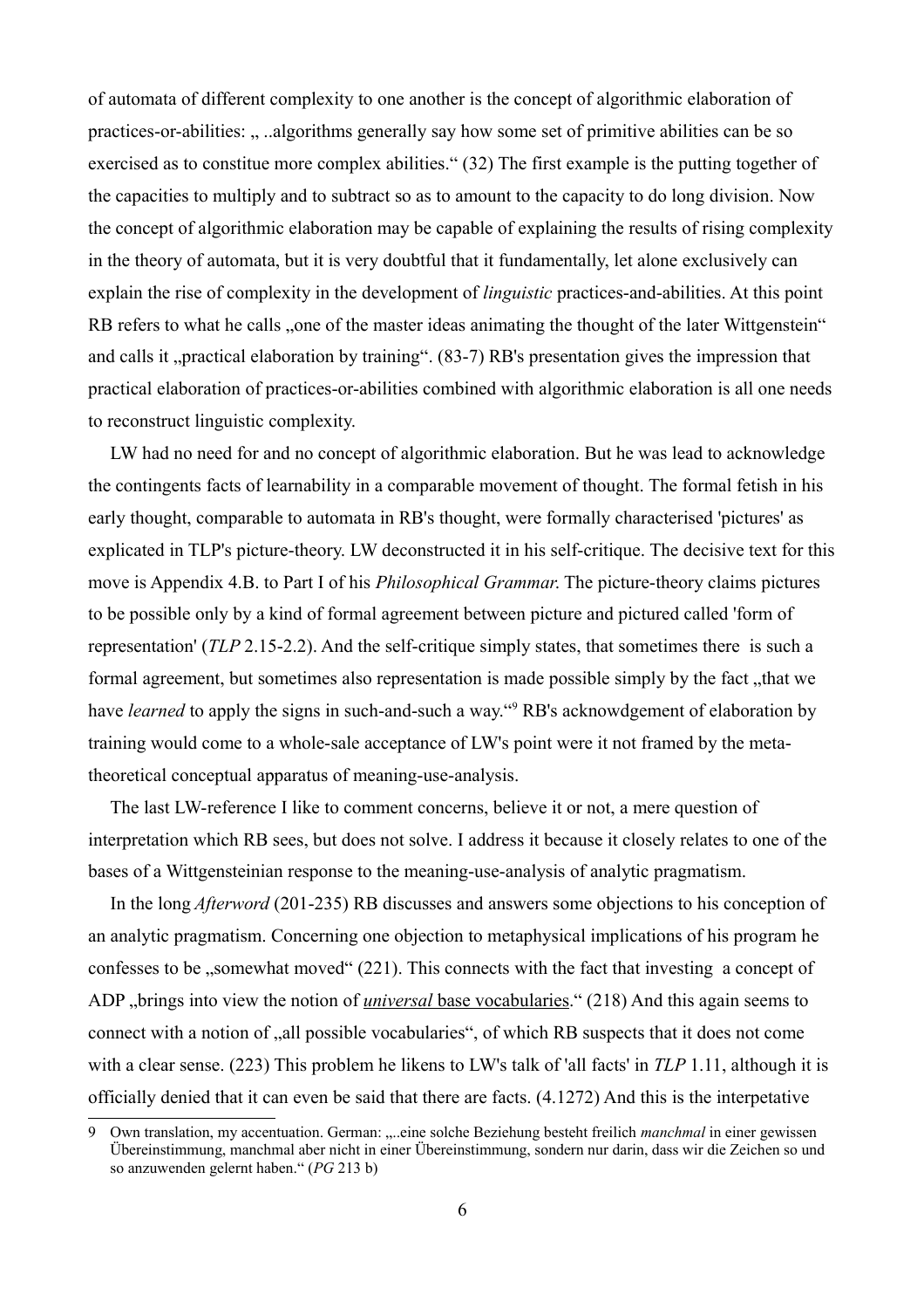of automata of different complexity to one another is the concept of algorithmic elaboration of practices-or-abilities: „ ..algorithms generally say how some set of primitive abilities can be so exercised as to constitue more complex abilities." (32) The first example is the putting together of the capacities to multiply and to subtract so as to amount to the capacity to do long division. Now the concept of algorithmic elaboration may be capable of explaining the results of rising complexity in the theory of automata, but it is very doubtful that it fundamentally, let alone exclusively can explain the rise of complexity in the development of *linguistic* practices-and-abilities. At this point RB refers to what he calls „one of the master ideas animating the thought of the later Wittgenstein" and calls it „practical elaboration by training". (83-7) RB's presentation gives the impression that practical elaboration of practices-or-abilities combined with algorithmic elaboration is all one needs to reconstruct linguistic complexity.

LW had no need for and no concept of algorithmic elaboration. But he was lead to acknowledge the contingents facts of learnability in a comparable movement of thought. The formal fetish in his early thought, comparable to automata in RB's thought, were formally characterised 'pictures' as explicated in TLP's picture-theory. LW deconstructed it in his self-critique. The decisive text for this move is Appendix 4.B. to Part I of his *Philosophical Grammar.* The picture-theory claims pictures to be possible only by a kind of formal agreement between picture and pictured called 'form of representation' (*TLP* 2.15-2.2). And the self-critique simply states, that sometimes there is such a formal agreement, but sometimes also representation is made possible simply by the fact „that we have *learned* to apply the signs in such-and-such a way."[9] RB's acknowdgement of elaboration by training would come to a whole-sale acceptance of LW's point were it not framed by the meta-theoretical conceptual apparatus of meaning-use-analysis.

The last LW-reference I like to comment concerns, believe it or not, a mere question of interpretation which RB sees, but does not solve. I address it because it closely relates to one of the bases of a Wittgensteinian response to the meaning-use-analysis of analytic pragmatism.

In the long *Afterword* (201-235) RB discusses and answers some objections to his conception of an analytic pragmatism. Concerning one objection to metaphysical implications of his program he confesses to be „somewhat moved" (221). This connects with the fact that investing a concept of ADP „brings into view the notion of ***universal*** base vocabularies." (218) And this again seems to connect with a notion of „all possible vocabularies", of which RB suspects that it does not come with a clear sense. (223) This problem he likens to LW's talk of 'all facts' in *TLP* 1.11, although it is officially denied that it can even be said that there are facts. (4.1272) And this is the interpetative

---

9 Own translation, my accentuation. German: „..eine solche Beziehung besteht freilich *manchmal* in einer gewissen Übereinstimmung, manchmal aber nicht in einer Übereinstimmung, sondern nur darin, dass wir die Zeichen so und so anzuwenden gelernt haben." (*PG* 213 b)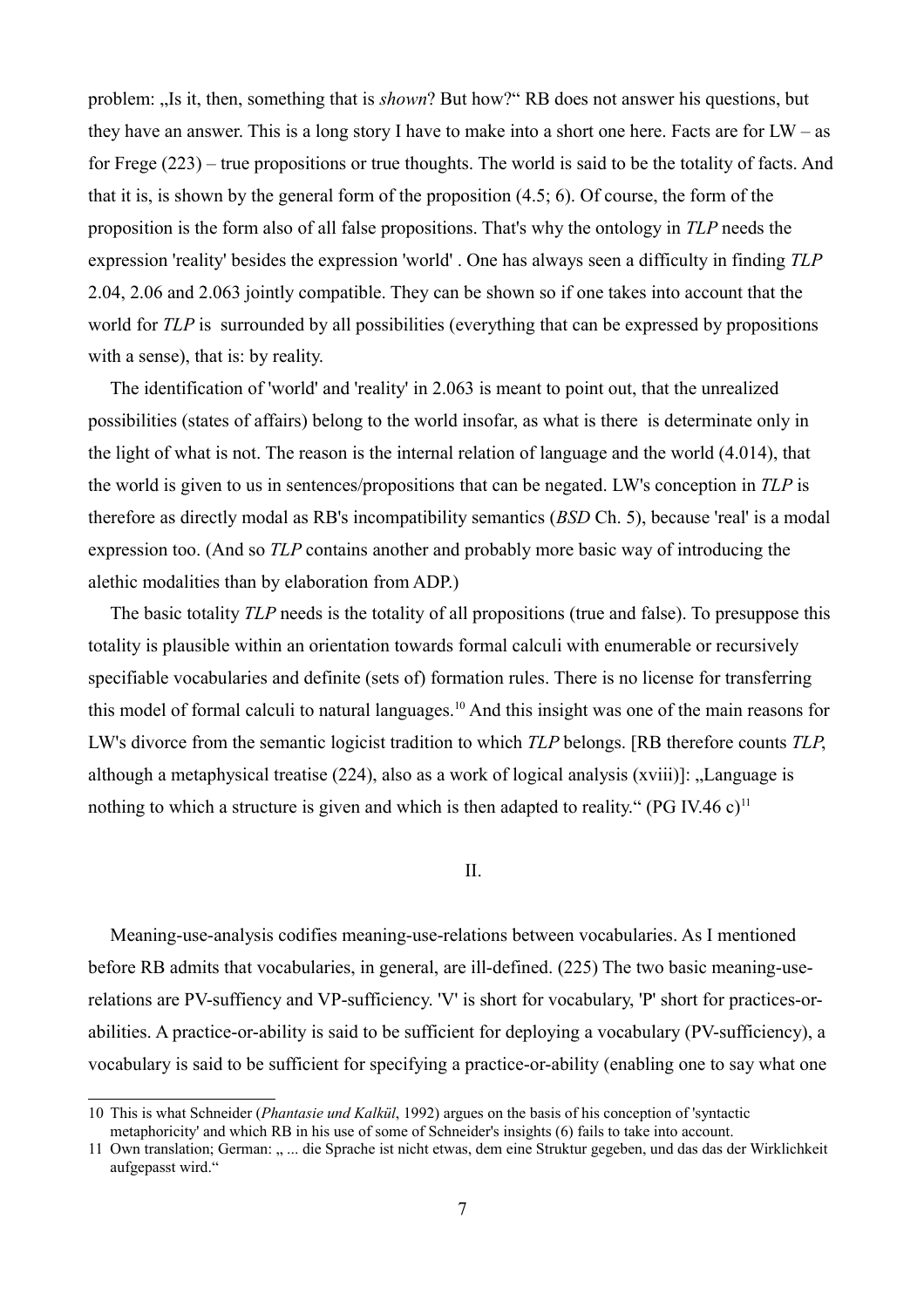problem: „Is it, then, something that is *shown*? But how?“ RB does not answer his questions, but they have an answer. This is a long story I have to make into a short one here. Facts are for LW – as for Frege (223) – true propositions or true thoughts. The world is said to be the totality of facts. And that it is, is shown by the general form of the proposition (4.5; 6). Of course, the form of the proposition is the form also of all false propositions. That's why the ontology in *TLP* needs the expression 'reality' besides the expression 'world' . One has always seen a difficulty in finding *TLP* 2.04, 2.06 and 2.063 jointly compatible. They can be shown so if one takes into account that the world for *TLP* is surrounded by all possibilities (everything that can be expressed by propositions with a sense), that is: by reality.

The identification of 'world' and 'reality' in 2.063 is meant to point out, that the unrealized possibilities (states of affairs) belong to the world insofar, as what is there is determinate only in the light of what is not. The reason is the internal relation of language and the world (4.014), that the world is given to us in sentences/propositions that can be negated. LW's conception in *TLP* is therefore as directly modal as RB's incompatibility semantics (*BSD* Ch. 5), because 'real' is a modal expression too. (And so *TLP* contains another and probably more basic way of introducing the alethic modalities than by elaboration from ADP.)

The basic totality *TLP* needs is the totality of all propositions (true and false). To presuppose this totality is plausible within an orientation towards formal calculi with enumerable or recursively specifiable vocabularies and definite (sets of) formation rules. There is no license for transferring this model of formal calculi to natural languages.[10] And this insight was one of the main reasons for LW's divorce from the semantic logicist tradition to which *TLP* belongs. [RB therefore counts *TLP*, although a metaphysical treatise (224), also as a work of logical analysis (xviii)]: „Language is nothing to which a structure is given and which is then adapted to reality.“ (PG IV.46 c)[11]

## II.

Meaning-use-analysis codifies meaning-use-relations between vocabularies. As I mentioned before RB admits that vocabularies, in general, are ill-defined. (225) The two basic meaning-use-relations are PV-suffiency and VP-sufficiency. 'V' is short for vocabulary, 'P' short for practices-or-abilities. A practice-or-ability is said to be sufficient for deploying a vocabulary (PV-sufficiency), a vocabulary is said to be sufficient for specifying a practice-or-ability (enabling one to say what one

---

10 This is what Schneider (*Phantasie und Kalkül*, 1992) argues on the basis of his conception of 'syntactic metaphoricity' and which RB in his use of some of Schneider's insights (6) fails to take into account.

11 Own translation; German: „ ... die Sprache ist nicht etwas, dem eine Struktur gegeben, und das das der Wirklichkeit aufgepasst wird.“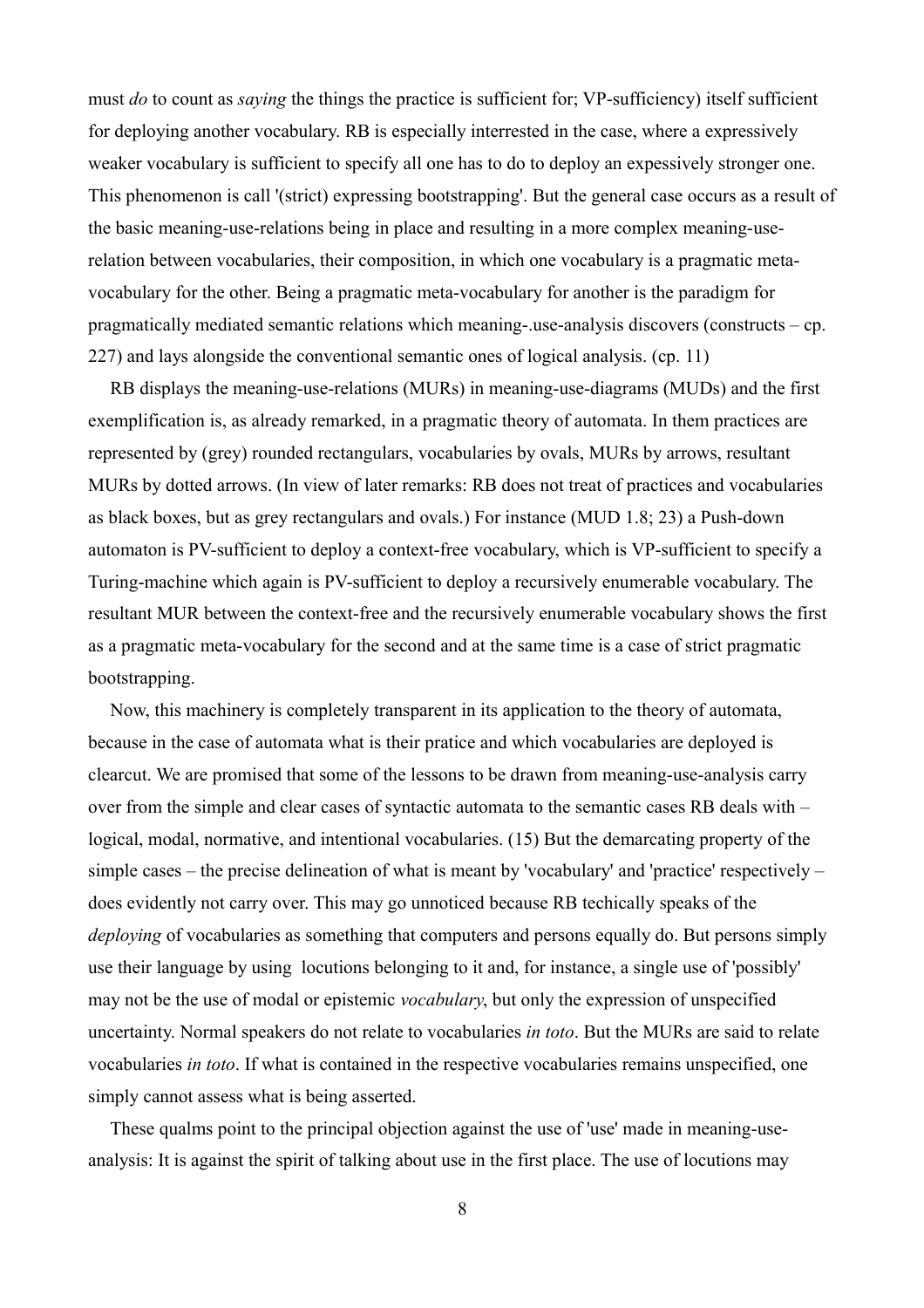must *do* to count as *saying* the things the practice is sufficient for; VP-sufficiency) itself sufficient for deploying another vocabulary. RB is especially interrested in the case, where a expressively weaker vocabulary is sufficient to specify all one has to do to deploy an expessively stronger one. This phenomenon is call '(strict) expressing bootstrapping'. But the general case occurs as a result of the basic meaning-use-relations being in place and resulting in a more complex meaning-use-relation between vocabularies, their composition, in which one vocabulary is a pragmatic meta-vocabulary for the other. Being a pragmatic meta-vocabulary for another is the paradigm for pragmatically mediated semantic relations which meaning-.use-analysis discovers (constructs – cp. 227) and lays alongside the conventional semantic ones of logical analysis. (cp. 11)

RB displays the meaning-use-relations (MURs) in meaning-use-diagrams (MUDs) and the first exemplification is, as already remarked, in a pragmatic theory of automata. In them practices are represented by (grey) rounded rectangulars, vocabularies by ovals, MURs by arrows, resultant MURs by dotted arrows. (In view of later remarks: RB does not treat of practices and vocabularies as black boxes, but as grey rectangulars and ovals.) For instance (MUD 1.8; 23) a Push-down automaton is PV-sufficient to deploy a context-free vocabulary, which is VP-sufficient to specify a Turing-machine which again is PV-sufficient to deploy a recursively enumerable vocabulary. The resultant MUR between the context-free and the recursively enumerable vocabulary shows the first as a pragmatic meta-vocabulary for the second and at the same time is a case of strict pragmatic bootstrapping.

Now, this machinery is completely transparent in its application to the theory of automata, because in the case of automata what is their pratice and which vocabularies are deployed is clearcut. We are promised that some of the lessons to be drawn from meaning-use-analysis carry over from the simple and clear cases of syntactic automata to the semantic cases RB deals with – logical, modal, normative, and intentional vocabularies. (15) But the demarcating property of the simple cases – the precise delineation of what is meant by 'vocabulary' and 'practice' respectively – does evidently not carry over. This may go unnoticed because RB techically speaks of the *deploying* of vocabularies as something that computers and persons equally do. But persons simply use their language by using locutions belonging to it and, for instance, a single use of 'possibly' may not be the use of modal or epistemic *vocabulary*, but only the expression of unspecified uncertainty. Normal speakers do not relate to vocabularies *in toto*. But the MURs are said to relate vocabularies *in toto*. If what is contained in the respective vocabularies remains unspecified, one simply cannot assess what is being asserted.

These qualms point to the principal objection against the use of 'use' made in meaning-use-analysis: It is against the spirit of talking about use in the first place. The use of locutions may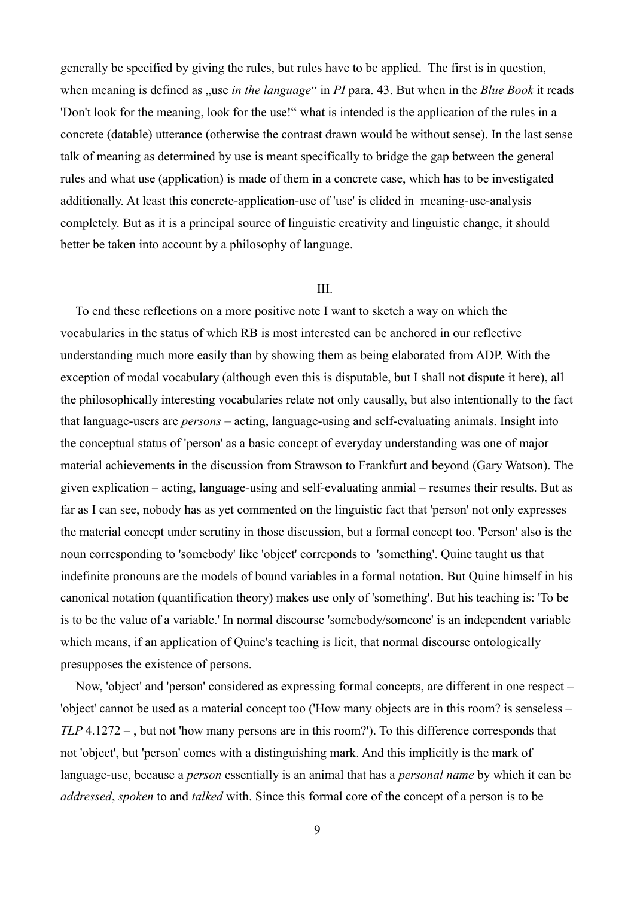generally be specified by giving the rules, but rules have to be applied. The first is in question, when meaning is defined as „use *in the language*“ in *PI* para. 43. But when in the *Blue Book* it reads 'Don't look for the meaning, look for the use!“ what is intended is the application of the rules in a concrete (datable) utterance (otherwise the contrast drawn would be without sense). In the last sense talk of meaning as determined by use is meant specifically to bridge the gap between the general rules and what use (application) is made of them in a concrete case, which has to be investigated additionally. At least this concrete-application-use of 'use' is elided in meaning-use-analysis completely. But as it is a principal source of linguistic creativity and linguistic change, it should better be taken into account by a philosophy of language.

## III.

To end these reflections on a more positive note I want to sketch a way on which the vocabularies in the status of which RB is most interested can be anchored in our reflective understanding much more easily than by showing them as being elaborated from ADP. With the exception of modal vocabulary (although even this is disputable, but I shall not dispute it here), all the philosophically interesting vocabularies relate not only causally, but also intentionally to the fact that language-users are *persons* – acting, language-using and self-evaluating animals. Insight into the conceptual status of 'person' as a basic concept of everyday understanding was one of major material achievements in the discussion from Strawson to Frankfurt and beyond (Gary Watson). The given explication – acting, language-using and self-evaluating anmial – resumes their results. But as far as I can see, nobody has as yet commented on the linguistic fact that 'person' not only expresses the material concept under scrutiny in those discussion, but a formal concept too. 'Person' also is the noun corresponding to 'somebody' like 'object' correponds to 'something'. Quine taught us that indefinite pronouns are the models of bound variables in a formal notation. But Quine himself in his canonical notation (quantification theory) makes use only of 'something'. But his teaching is: 'To be is to be the value of a variable.' In normal discourse 'somebody/someone' is an independent variable which means, if an application of Quine's teaching is licit, that normal discourse ontologically presupposes the existence of persons.

Now, 'object' and 'person' considered as expressing formal concepts, are different in one respect – 'object' cannot be used as a material concept too ('How many objects are in this room? is senseless – *TLP* 4.1272 – , but not 'how many persons are in this room?'). To this difference corresponds that not 'object', but 'person' comes with a distinguishing mark. And this implicitly is the mark of language-use, because a *person* essentially is an animal that has a *personal name* by which it can be *addressed*, *spoken* to and *talked* with. Since this formal core of the concept of a person is to be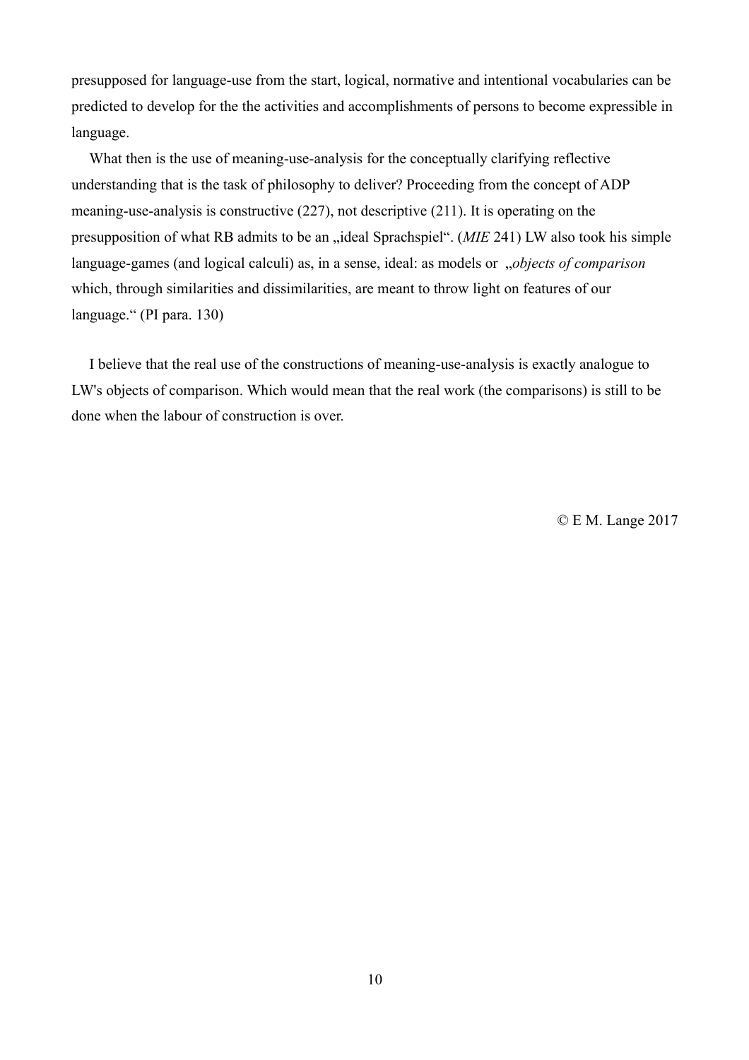presupposed for language-use from the start, logical, normative and intentional vocabularies can be predicted to develop for the the activities and accomplishments of persons to become expressible in language.

What then is the use of meaning-use-analysis for the conceptually clarifying reflective understanding that is the task of philosophy to deliver? Proceeding from the concept of ADP meaning-use-analysis is constructive (227), not descriptive (211). It is operating on the presupposition of what RB admits to be an „ideal Sprachspiel". (*MIE* 241) LW also took his simple language-games (and logical calculi) as, in a sense, ideal: as models or „*objects of comparison* which, through similarities and dissimilarities, are meant to throw light on features of our language." (PI para. 130)

I believe that the real use of the constructions of meaning-use-analysis is exactly analogue to LW's objects of comparison. Which would mean that the real work (the comparisons) is still to be done when the labour of construction is over.

© E M. Lange 2017